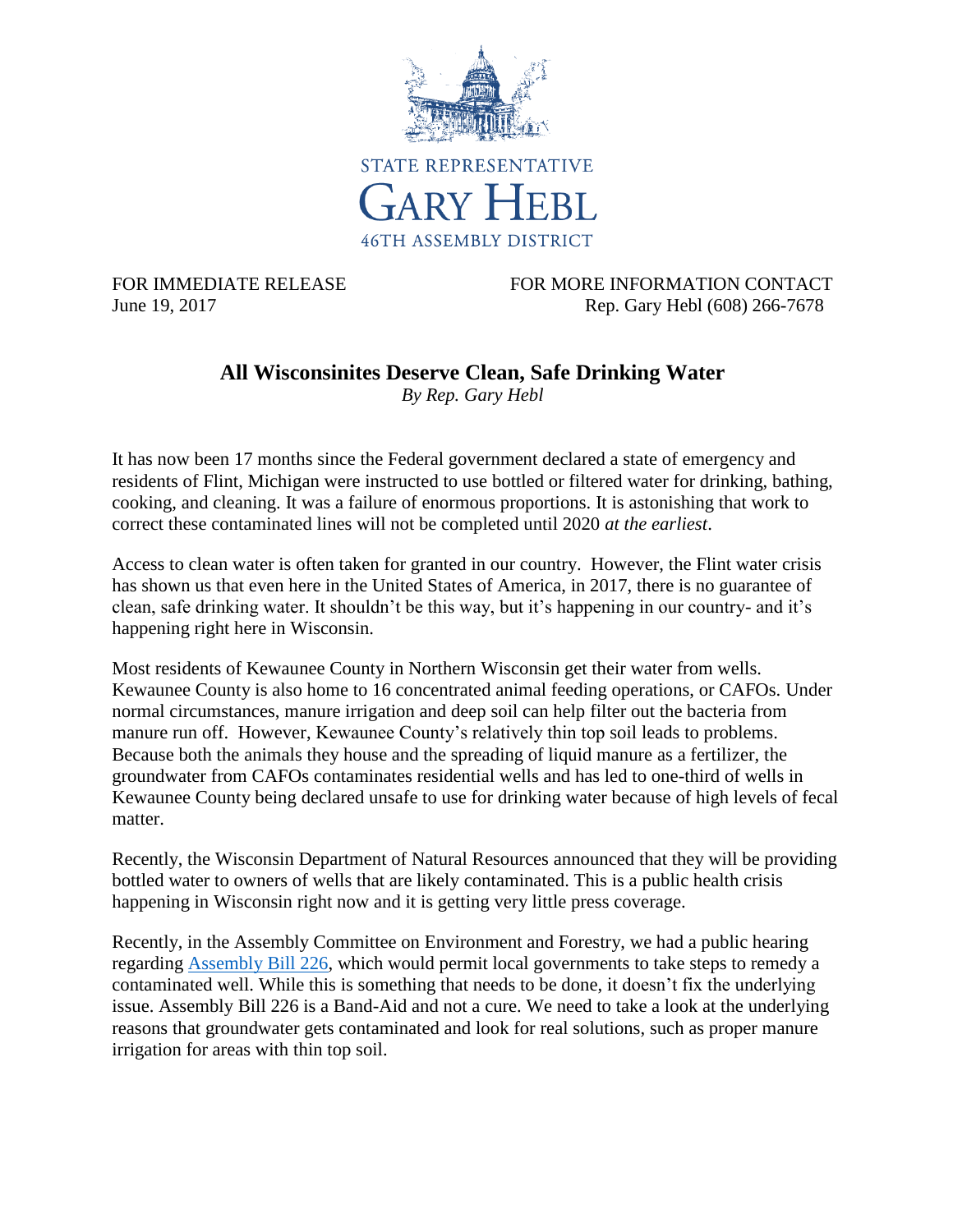STATE REPRESENTATIVE
GARY HEBL
46TH ASSEMBLY DISTRICT

FOR IMMEDIATE RELEASE
June 19, 2017

FOR MORE INFORMATION CONTACT
Rep. Gary Hebl (608) 266-7678

# All Wisconsinites Deserve Clean, Safe Drinking Water

*By Rep. Gary Hebl*

It has now been 17 months since the Federal government declared a state of emergency and residents of Flint, Michigan were instructed to use bottled or filtered water for drinking, bathing, cooking, and cleaning. It was a failure of enormous proportions. It is astonishing that work to correct these contaminated lines will not be completed until 2020 *at the earliest*.

Access to clean water is often taken for granted in our country. However, the Flint water crisis has shown us that even here in the United States of America, in 2017, there is no guarantee of clean, safe drinking water. It shouldn't be this way, but it's happening in our country- and it's happening right here in Wisconsin.

Most residents of Kewaunee County in Northern Wisconsin get their water from wells. Kewaunee County is also home to 16 concentrated animal feeding operations, or CAFOs. Under normal circumstances, manure irrigation and deep soil can help filter out the bacteria from manure run off. However, Kewaunee County's relatively thin top soil leads to problems. Because both the animals they house and the spreading of liquid manure as a fertilizer, the groundwater from CAFOs contaminates residential wells and has led to one-third of wells in Kewaunee County being declared unsafe to use for drinking water because of high levels of fecal matter.

Recently, the Wisconsin Department of Natural Resources announced that they will be providing bottled water to owners of wells that are likely contaminated. This is a public health crisis happening in Wisconsin right now and it is getting very little press coverage.

Recently, in the Assembly Committee on Environment and Forestry, we had a public hearing regarding Assembly Bill 226, which would permit local governments to take steps to remedy a contaminated well. While this is something that needs to be done, it doesn't fix the underlying issue. Assembly Bill 226 is a Band-Aid and not a cure. We need to take a look at the underlying reasons that groundwater gets contaminated and look for real solutions, such as proper manure irrigation for areas with thin top soil.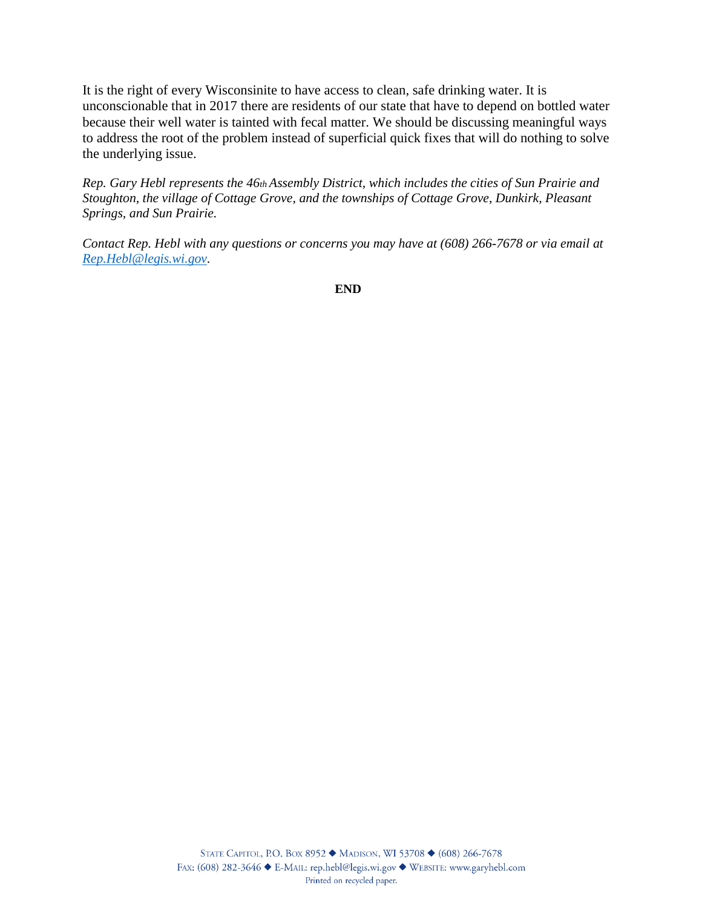It is the right of every Wisconsinite to have access to clean, safe drinking water. It is unconscionable that in 2017 there are residents of our state that have to depend on bottled water because their well water is tainted with fecal matter. We should be discussing meaningful ways to address the root of the problem instead of superficial quick fixes that will do nothing to solve the underlying issue.

*Rep. Gary Hebl represents the 46th Assembly District, which includes the cities of Sun Prairie and Stoughton, the village of Cottage Grove, and the townships of Cottage Grove, Dunkirk, Pleasant Springs, and Sun Prairie.*

*Contact Rep. Hebl with any questions or concerns you may have at (608) 266-7678 or via email at [Rep.Hebl@legis.wi.gov](mailto:Rep.Hebl@legis.wi.gov).*

**END**